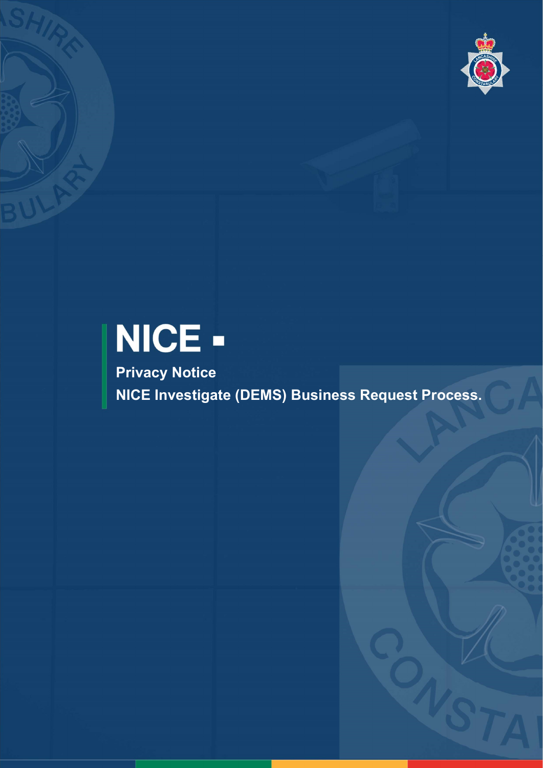# NICE ▪

**Privacy Notice**

**NICE Investigate (DEMS) Business Request Process.**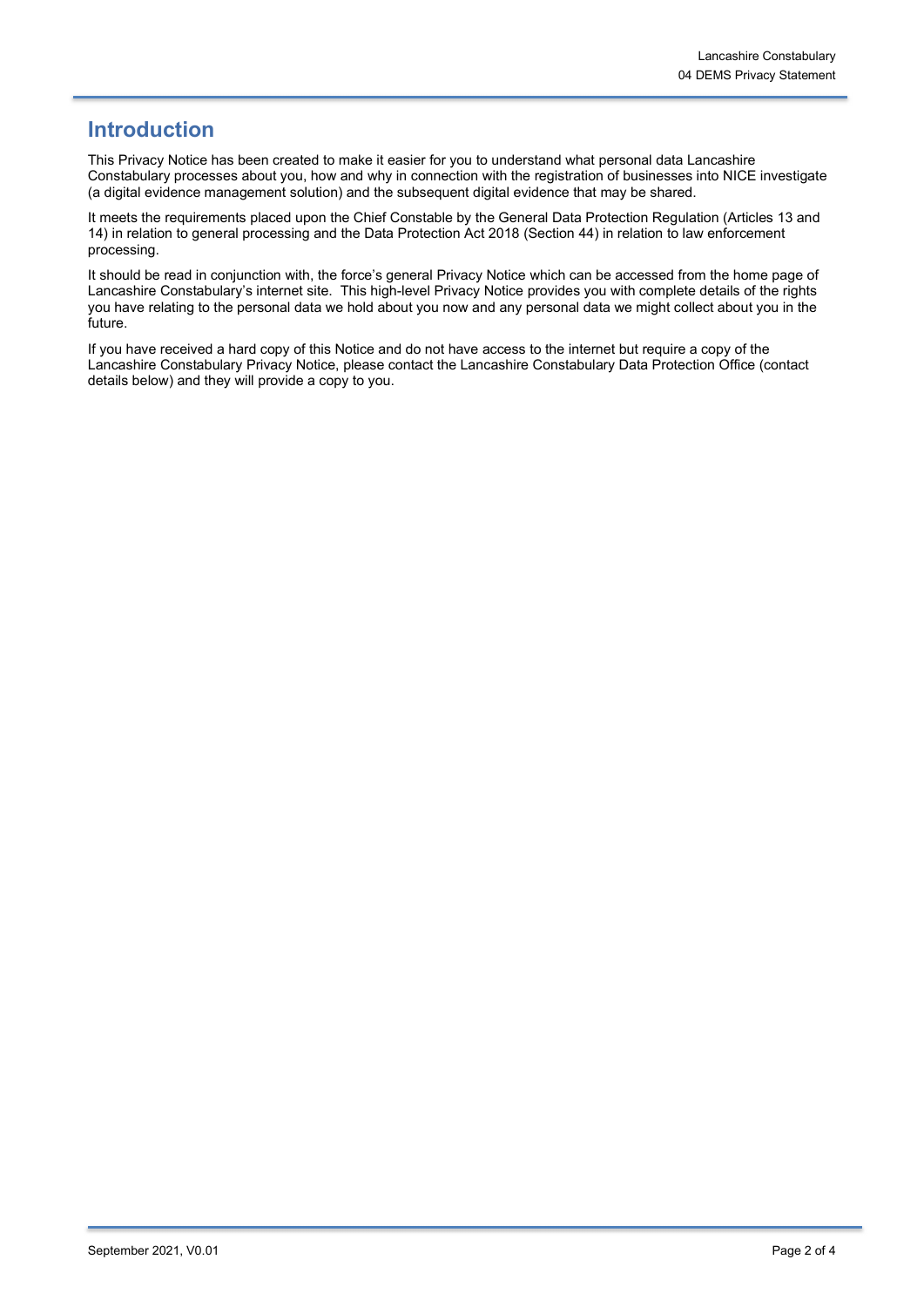# Introduction

This Privacy Notice has been created to make it easier for you to understand what personal data Lancashire Constabulary processes about you, how and why in connection with the registration of businesses into NICE investigate (a digital evidence management solution) and the subsequent digital evidence that may be shared.

It meets the requirements placed upon the Chief Constable by the General Data Protection Regulation (Articles 13 and 14) in relation to general processing and the Data Protection Act 2018 (Section 44) in relation to law enforcement processing.

It should be read in conjunction with, the force's general Privacy Notice which can be accessed from the home page of Lancashire Constabulary's internet site. This high-level Privacy Notice provides you with complete details of the rights you have relating to the personal data we hold about you now and any personal data we might collect about you in the future.

If you have received a hard copy of this Notice and do not have access to the internet but require a copy of the Lancashire Constabulary Privacy Notice, please contact the Lancashire Constabulary Data Protection Office (contact details below) and they will provide a copy to you.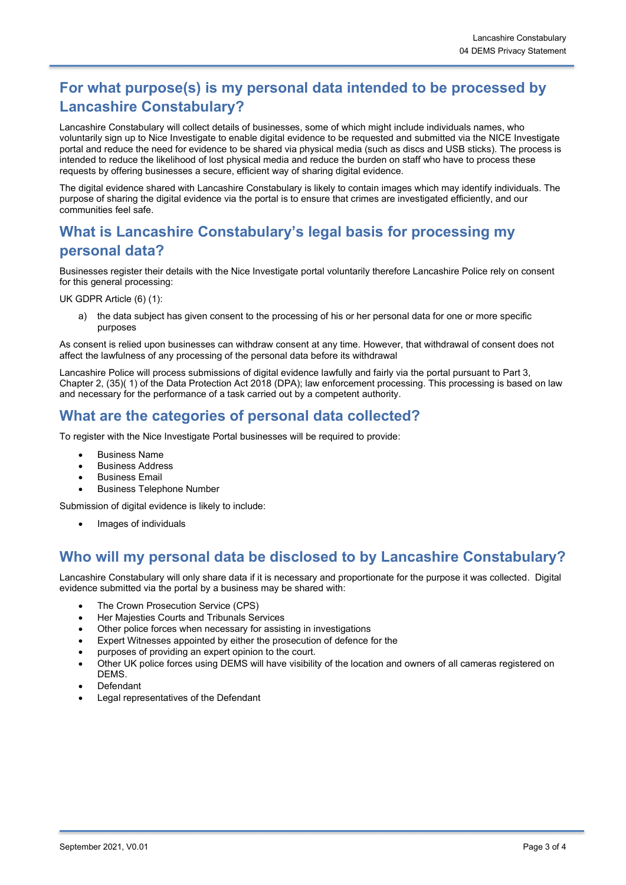## For what purpose(s) is my personal data intended to be processed by Lancashire Constabulary?

Lancashire Constabulary will collect details of businesses, some of which might include individuals names, who voluntarily sign up to Nice Investigate to enable digital evidence to be requested and submitted via the NICE Investigate portal and reduce the need for evidence to be shared via physical media (such as discs and USB sticks). The process is intended to reduce the likelihood of lost physical media and reduce the burden on staff who have to process these requests by offering businesses a secure, efficient way of sharing digital evidence.

The digital evidence shared with Lancashire Constabulary is likely to contain images which may identify individuals. The purpose of sharing the digital evidence via the portal is to ensure that crimes are investigated efficiently, and our communities feel safe.

## What is Lancashire Constabulary's legal basis for processing my personal data?

Businesses register their details with the Nice Investigate portal voluntarily therefore Lancashire Police rely on consent for this general processing:

UK GDPR Article (6) (1):

a) the data subject has given consent to the processing of his or her personal data for one or more specific purposes

As consent is relied upon businesses can withdraw consent at any time. However, that withdrawal of consent does not affect the lawfulness of any processing of the personal data before its withdrawal

Lancashire Police will process submissions of digital evidence lawfully and fairly via the portal pursuant to Part 3, Chapter 2, (35)( 1) of the Data Protection Act 2018 (DPA); law enforcement processing. This processing is based on law and necessary for the performance of a task carried out by a competent authority.

## What are the categories of personal data collected?

To register with the Nice Investigate Portal businesses will be required to provide:

- Business Name
- Business Address
- Business Email
- Business Telephone Number

Submission of digital evidence is likely to include:

- Images of individuals

## Who will my personal data be disclosed to by Lancashire Constabulary?

Lancashire Constabulary will only share data if it is necessary and proportionate for the purpose it was collected. Digital evidence submitted via the portal by a business may be shared with:

- The Crown Prosecution Service (CPS)
- Her Majesties Courts and Tribunals Services
- Other police forces when necessary for assisting in investigations
- Expert Witnesses appointed by either the prosecution of defence for the
- purposes of providing an expert opinion to the court.
- Other UK police forces using DEMS will have visibility of the location and owners of all cameras registered on DEMS.
- Defendant
- Legal representatives of the Defendant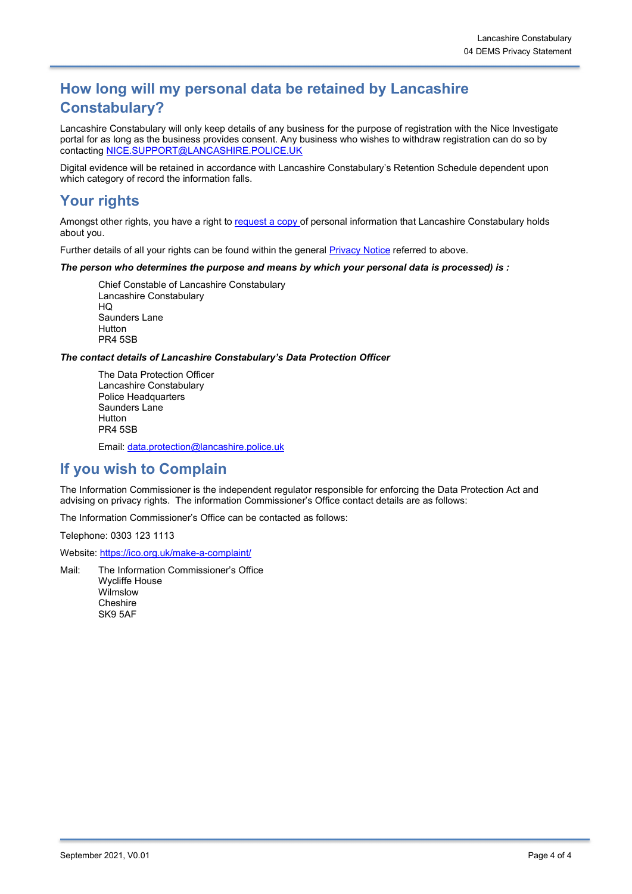## How long will my personal data be retained by Lancashire Constabulary?

Lancashire Constabulary will only keep details of any business for the purpose of registration with the Nice Investigate portal for as long as the business provides consent. Any business who wishes to withdraw registration can do so by contacting NICE.SUPPORT@LANCASHIRE.POLICE.UK

Digital evidence will be retained in accordance with Lancashire Constabulary's Retention Schedule dependent upon which category of record the information falls.

## Your rights

Amongst other rights, you have a right to request a copy of personal information that Lancashire Constabulary holds about you.

Further details of all your rights can be found within the general Privacy Notice referred to above.

***The person who determines the purpose and means by which your personal data is processed) is :***

Chief Constable of Lancashire Constabulary
Lancashire Constabulary
HQ
Saunders Lane
Hutton
PR4 5SB

***The contact details of Lancashire Constabulary's Data Protection Officer***

The Data Protection Officer
Lancashire Constabulary
Police Headquarters
Saunders Lane
Hutton
PR4 5SB

Email: data.protection@lancashire.police.uk

## If you wish to Complain

The Information Commissioner is the independent regulator responsible for enforcing the Data Protection Act and advising on privacy rights. The information Commissioner's Office contact details are as follows:

The Information Commissioner's Office can be contacted as follows:

Telephone: 0303 123 1113

Website: https://ico.org.uk/make-a-complaint/

Mail: The Information Commissioner's Office
Wycliffe House
Wilmslow
Cheshire
SK9 5AF